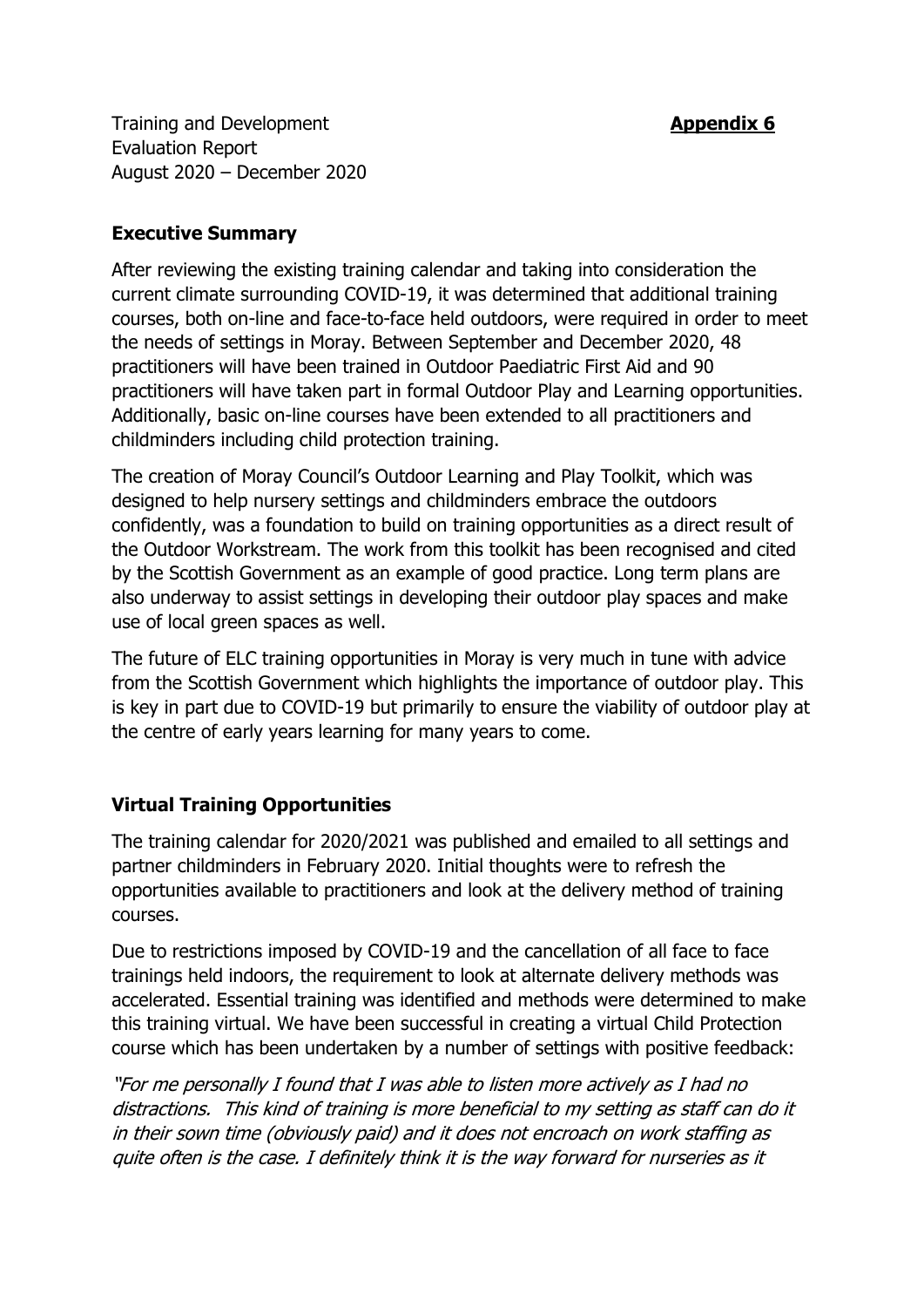Training and Development
Evaluation Report
August 2020 – December 2020

**Appendix 6**

## Executive Summary

After reviewing the existing training calendar and taking into consideration the current climate surrounding COVID-19, it was determined that additional training courses, both on-line and face-to-face held outdoors, were required in order to meet the needs of settings in Moray. Between September and December 2020, 48 practitioners will have been trained in Outdoor Paediatric First Aid and 90 practitioners will have taken part in formal Outdoor Play and Learning opportunities. Additionally, basic on-line courses have been extended to all practitioners and childminders including child protection training.

The creation of Moray Council's Outdoor Learning and Play Toolkit, which was designed to help nursery settings and childminders embrace the outdoors confidently, was a foundation to build on training opportunities as a direct result of the Outdoor Workstream. The work from this toolkit has been recognised and cited by the Scottish Government as an example of good practice. Long term plans are also underway to assist settings in developing their outdoor play spaces and make use of local green spaces as well.

The future of ELC training opportunities in Moray is very much in tune with advice from the Scottish Government which highlights the importance of outdoor play. This is key in part due to COVID-19 but primarily to ensure the viability of outdoor play at the centre of early years learning for many years to come.

## Virtual Training Opportunities

The training calendar for 2020/2021 was published and emailed to all settings and partner childminders in February 2020. Initial thoughts were to refresh the opportunities available to practitioners and look at the delivery method of training courses.

Due to restrictions imposed by COVID-19 and the cancellation of all face to face trainings held indoors, the requirement to look at alternate delivery methods was accelerated. Essential training was identified and methods were determined to make this training virtual. We have been successful in creating a virtual Child Protection course which has been undertaken by a number of settings with positive feedback:

*"For me personally I found that I was able to listen more actively as I had no distractions. This kind of training is more beneficial to my setting as staff can do it in their sown time (obviously paid) and it does not encroach on work staffing as quite often is the case. I definitely think it is the way forward for nurseries as it*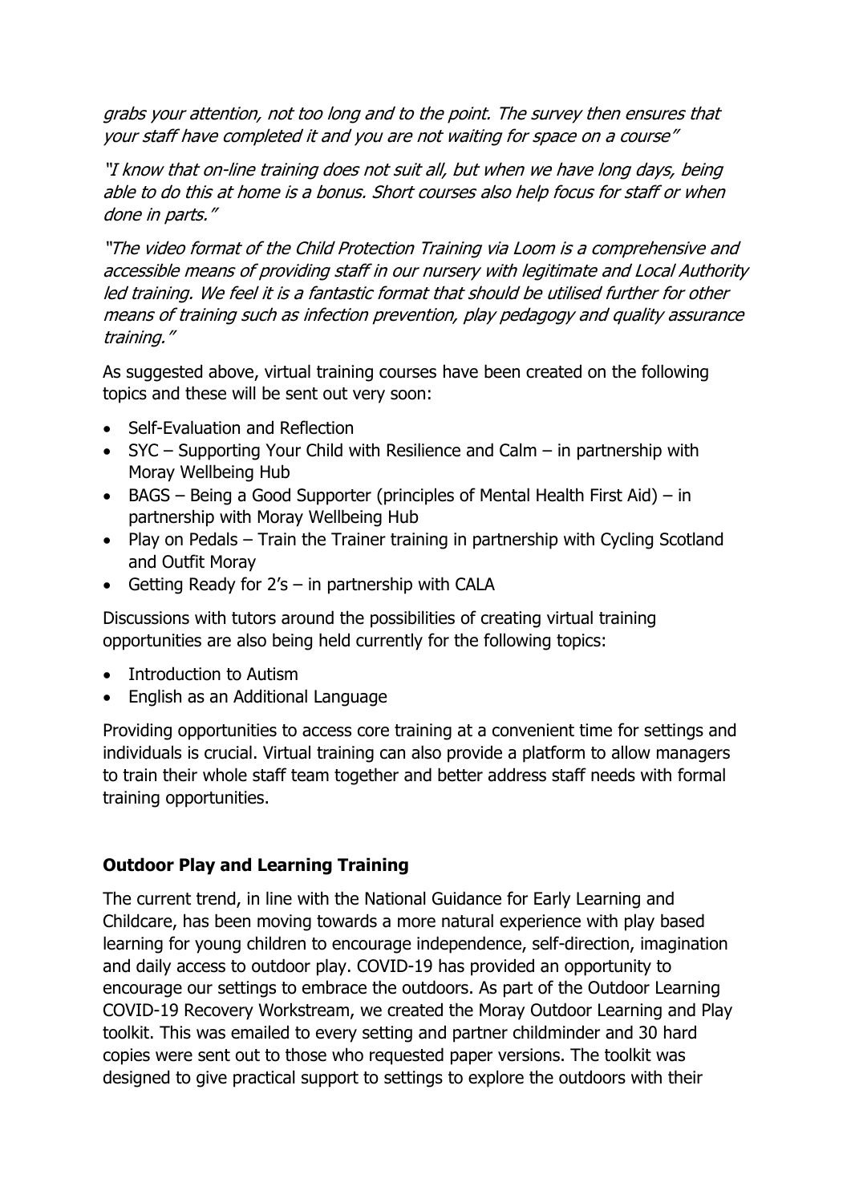*grabs your attention, not too long and to the point. The survey then ensures that your staff have completed it and you are not waiting for space on a course"*

*"I know that on-line training does not suit all, but when we have long days, being able to do this at home is a bonus. Short courses also help focus for staff or when done in parts."*

*"The video format of the Child Protection Training via Loom is a comprehensive and accessible means of providing staff in our nursery with legitimate and Local Authority led training. We feel it is a fantastic format that should be utilised further for other means of training such as infection prevention, play pedagogy and quality assurance training."*

As suggested above, virtual training courses have been created on the following topics and these will be sent out very soon:

- Self-Evaluation and Reflection
- SYC – Supporting Your Child with Resilience and Calm – in partnership with Moray Wellbeing Hub
- BAGS – Being a Good Supporter (principles of Mental Health First Aid) – in partnership with Moray Wellbeing Hub
- Play on Pedals – Train the Trainer training in partnership with Cycling Scotland and Outfit Moray
- Getting Ready for 2's – in partnership with CALA

Discussions with tutors around the possibilities of creating virtual training opportunities are also being held currently for the following topics:

- Introduction to Autism
- English as an Additional Language

Providing opportunities to access core training at a convenient time for settings and individuals is crucial. Virtual training can also provide a platform to allow managers to train their whole staff team together and better address staff needs with formal training opportunities.

**Outdoor Play and Learning Training**

The current trend, in line with the National Guidance for Early Learning and Childcare, has been moving towards a more natural experience with play based learning for young children to encourage independence, self-direction, imagination and daily access to outdoor play. COVID-19 has provided an opportunity to encourage our settings to embrace the outdoors. As part of the Outdoor Learning COVID-19 Recovery Workstream, we created the Moray Outdoor Learning and Play toolkit. This was emailed to every setting and partner childminder and 30 hard copies were sent out to those who requested paper versions. The toolkit was designed to give practical support to settings to explore the outdoors with their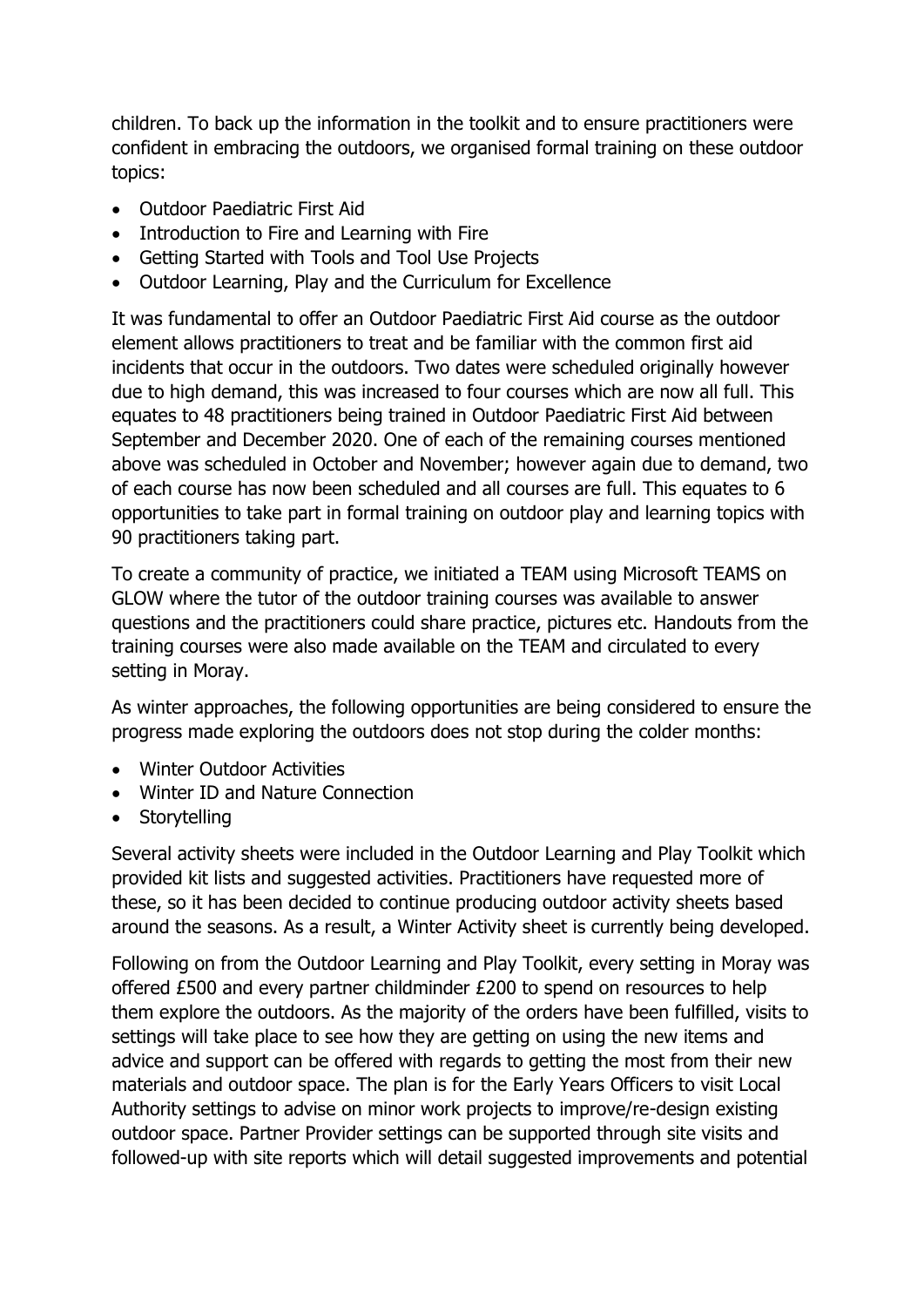children. To back up the information in the toolkit and to ensure practitioners were confident in embracing the outdoors, we organised formal training on these outdoor topics:

- Outdoor Paediatric First Aid
- Introduction to Fire and Learning with Fire
- Getting Started with Tools and Tool Use Projects
- Outdoor Learning, Play and the Curriculum for Excellence

It was fundamental to offer an Outdoor Paediatric First Aid course as the outdoor element allows practitioners to treat and be familiar with the common first aid incidents that occur in the outdoors. Two dates were scheduled originally however due to high demand, this was increased to four courses which are now all full. This equates to 48 practitioners being trained in Outdoor Paediatric First Aid between September and December 2020. One of each of the remaining courses mentioned above was scheduled in October and November; however again due to demand, two of each course has now been scheduled and all courses are full. This equates to 6 opportunities to take part in formal training on outdoor play and learning topics with 90 practitioners taking part.

To create a community of practice, we initiated a TEAM using Microsoft TEAMS on GLOW where the tutor of the outdoor training courses was available to answer questions and the practitioners could share practice, pictures etc. Handouts from the training courses were also made available on the TEAM and circulated to every setting in Moray.

As winter approaches, the following opportunities are being considered to ensure the progress made exploring the outdoors does not stop during the colder months:

- Winter Outdoor Activities
- Winter ID and Nature Connection
- Storytelling

Several activity sheets were included in the Outdoor Learning and Play Toolkit which provided kit lists and suggested activities. Practitioners have requested more of these, so it has been decided to continue producing outdoor activity sheets based around the seasons. As a result, a Winter Activity sheet is currently being developed.

Following on from the Outdoor Learning and Play Toolkit, every setting in Moray was offered £500 and every partner childminder £200 to spend on resources to help them explore the outdoors. As the majority of the orders have been fulfilled, visits to settings will take place to see how they are getting on using the new items and advice and support can be offered with regards to getting the most from their new materials and outdoor space. The plan is for the Early Years Officers to visit Local Authority settings to advise on minor work projects to improve/re-design existing outdoor space. Partner Provider settings can be supported through site visits and followed-up with site reports which will detail suggested improvements and potential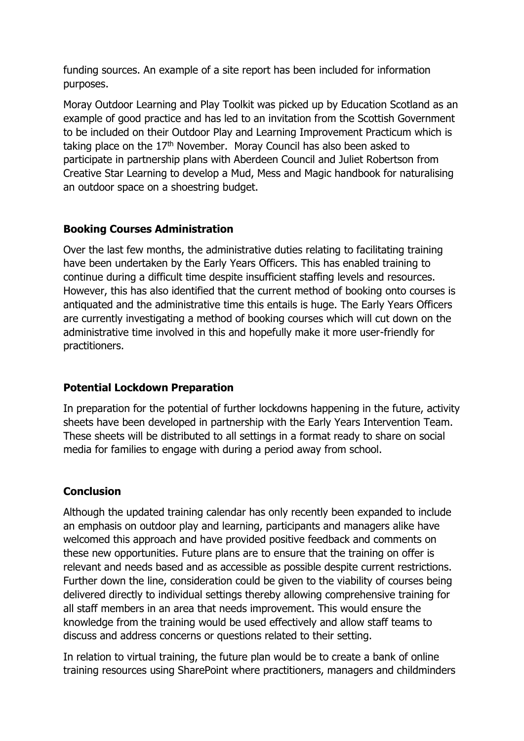funding sources. An example of a site report has been included for information purposes.

Moray Outdoor Learning and Play Toolkit was picked up by Education Scotland as an example of good practice and has led to an invitation from the Scottish Government to be included on their Outdoor Play and Learning Improvement Practicum which is taking place on the 17th November. Moray Council has also been asked to participate in partnership plans with Aberdeen Council and Juliet Robertson from Creative Star Learning to develop a Mud, Mess and Magic handbook for naturalising an outdoor space on a shoestring budget.

### Booking Courses Administration

Over the last few months, the administrative duties relating to facilitating training have been undertaken by the Early Years Officers. This has enabled training to continue during a difficult time despite insufficient staffing levels and resources. However, this has also identified that the current method of booking onto courses is antiquated and the administrative time this entails is huge. The Early Years Officers are currently investigating a method of booking courses which will cut down on the administrative time involved in this and hopefully make it more user-friendly for practitioners.

### Potential Lockdown Preparation

In preparation for the potential of further lockdowns happening in the future, activity sheets have been developed in partnership with the Early Years Intervention Team. These sheets will be distributed to all settings in a format ready to share on social media for families to engage with during a period away from school.

### Conclusion

Although the updated training calendar has only recently been expanded to include an emphasis on outdoor play and learning, participants and managers alike have welcomed this approach and have provided positive feedback and comments on these new opportunities. Future plans are to ensure that the training on offer is relevant and needs based and as accessible as possible despite current restrictions. Further down the line, consideration could be given to the viability of courses being delivered directly to individual settings thereby allowing comprehensive training for all staff members in an area that needs improvement. This would ensure the knowledge from the training would be used effectively and allow staff teams to discuss and address concerns or questions related to their setting.

In relation to virtual training, the future plan would be to create a bank of online training resources using SharePoint where practitioners, managers and childminders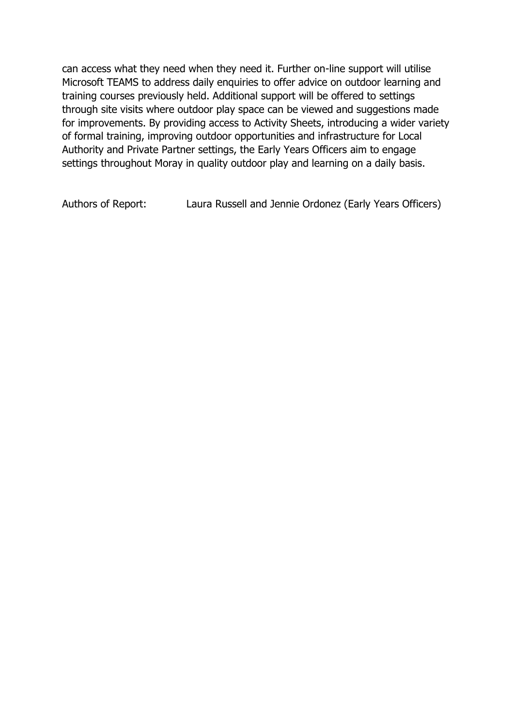can access what they need when they need it. Further on-line support will utilise Microsoft TEAMS to address daily enquiries to offer advice on outdoor learning and training courses previously held. Additional support will be offered to settings through site visits where outdoor play space can be viewed and suggestions made for improvements. By providing access to Activity Sheets, introducing a wider variety of formal training, improving outdoor opportunities and infrastructure for Local Authority and Private Partner settings, the Early Years Officers aim to engage settings throughout Moray in quality outdoor play and learning on a daily basis.

Authors of Report: Laura Russell and Jennie Ordonez (Early Years Officers)